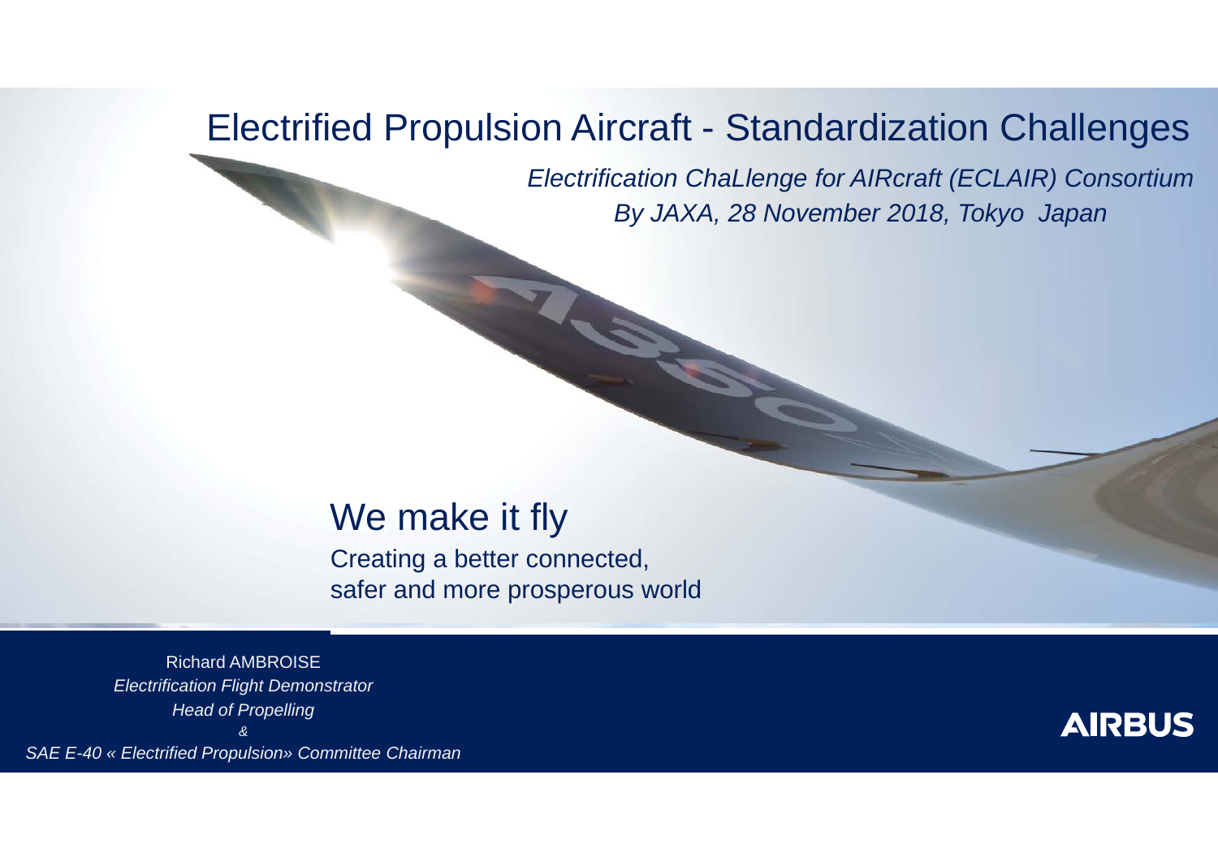# Electrified Propulsion Aircraft - Standardization Challenges

*Electrification ChaLlenge for AIRcraft (ECLAIR) Consortium*

*By JAXA, 28 November 2018, Tokyo Japan*

## We make it fly

Creating a better connected, safer and more prosperous world

Richard AMBROISE

*Electrification Flight Demonstrator*

*Head of Propelling*

*&*

*SAE E-40 « Electrified Propulsion» Committee Chairman*

AIRBUS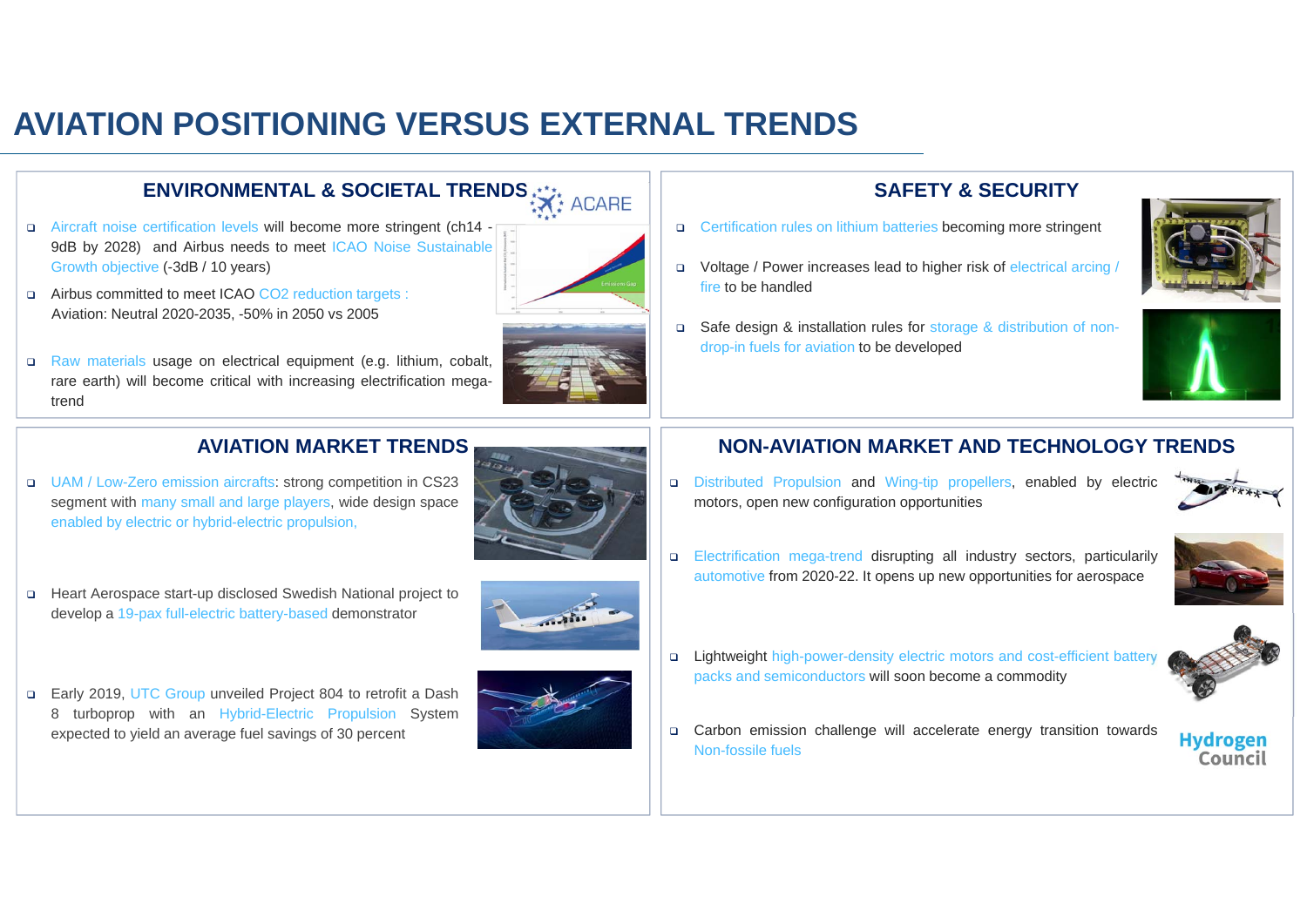# AVIATION POSITIONING VERSUS EXTERNAL TRENDS

## ENVIRONMENTAL & SOCIETAL TRENDS

- Aircraft noise certification levels will become more stringent (ch14 -9dB by 2028) and Airbus needs to meet ICAO Noise Sustainable Growth objective (-3dB / 10 years)
- Airbus committed to meet ICAO $CO_2$ reduction targets :
  Aviation: Neutral 2020-2035, -50% in 2050 vs 2005
- Raw materials usage on electrical equipment (e.g. lithium, cobalt, rare earth) will become critical with increasing electrification mega-trend

## SAFETY & SECURITY

- Certification rules on lithium batteries becoming more stringent
- Voltage / Power increases lead to higher risk of electrical arcing / fire to be handled
- Safe design & installation rules for storage & distribution of non-drop-in fuels for aviation to be developed

## AVIATION MARKET TRENDS

- UAM / Low-Zero emission aircrafts: strong competition in CS23 segment with many small and large players, wide design space enabled by electric or hybrid-electric propulsion,
- Heart Aerospace start-up disclosed Swedish National project to develop a 19-pax full-electric battery-based demonstrator
- Early 2019, UTC Group unveiled Project 804 to retrofit a Dash 8 turboprop with an Hybrid-Electric Propulsion System expected to yield an average fuel savings of 30 percent

## NON-AVIATION MARKET AND TECHNOLOGY TRENDS

- Distributed Propulsion and Wing-tip propellers, enabled by electric motors, open new configuration opportunities
- Electrification mega-trend disrupting all industry sectors, particularily automotive from 2020-22. It opens up new opportunities for aerospace
- Lightweight high-power-density electric motors and cost-efficient battery packs and semiconductors will soon become a commodity
- Carbon emission challenge will accelerate energy transition towards Non-fossile fuels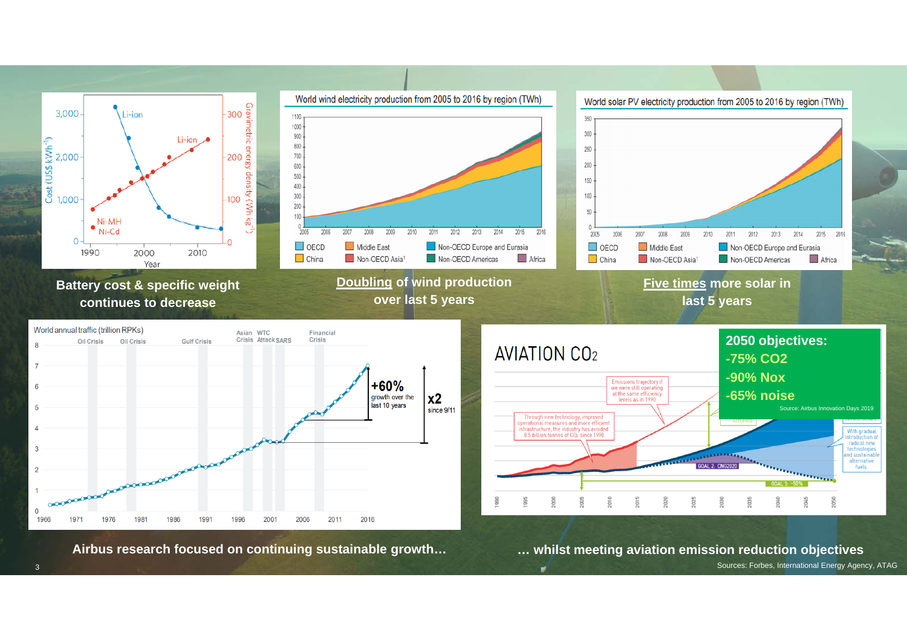Battery cost & specific weight continues to decrease

World wind electricity production from 2005 to 2016 by region (TWh)

**Doubling** of wind production over last 5 years

World solar PV electricity production from 2005 to 2016 by region (TWh)

**Five times** more solar in last 5 years

World annual traffic (trillion RPKs)

+60% growth over the last 10 years

x2 since 9/11

AVIATION $CO_2$

**2050 objectives:**
- **-75% CO2**
- **-90% Nox**
- **-65% noise**

Source: Airbus Innovation Days 2019

**Airbus research focused on continuing sustainable growth…**

**… whilst meeting aviation emission reduction objectives**

Sources: Forbes, International Energy Agency, ATAG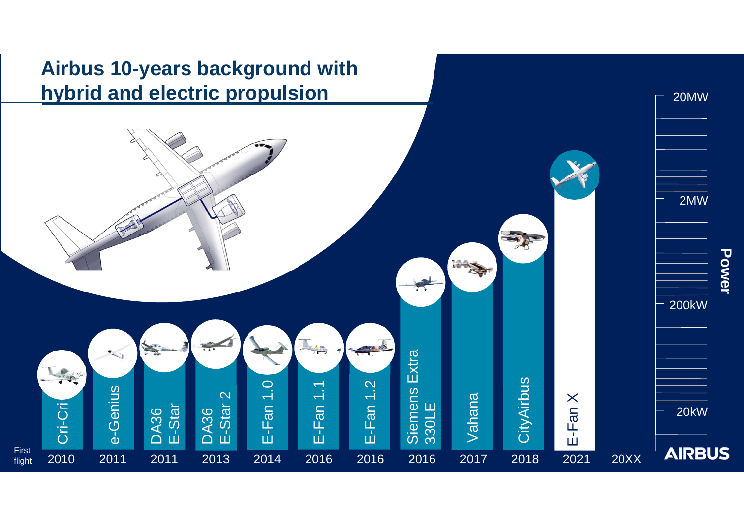# Airbus 10-years background with hybrid and electric propulsion

| First flight | 2010 | 2011 | 2011 | 2013 | 2014 | 2016 | 2016 | 2016 | 2017 | 2018 | 2021 | 20XX |
|---|---|---|---|---|---|---|---|---|---|---|---|---|
| | Cri-Cri | e-Genius | DA36 E-Star | DA36 E-Star 2 | E-Fan 1.0 | E-Fan 1.1 | E-Fan 1.2 | Siemens Extra 330LE | Vahana | CityAirbus | E-Fan X | |

Power: 20kW – 200kW – 2MW – 20MW

AIRBUS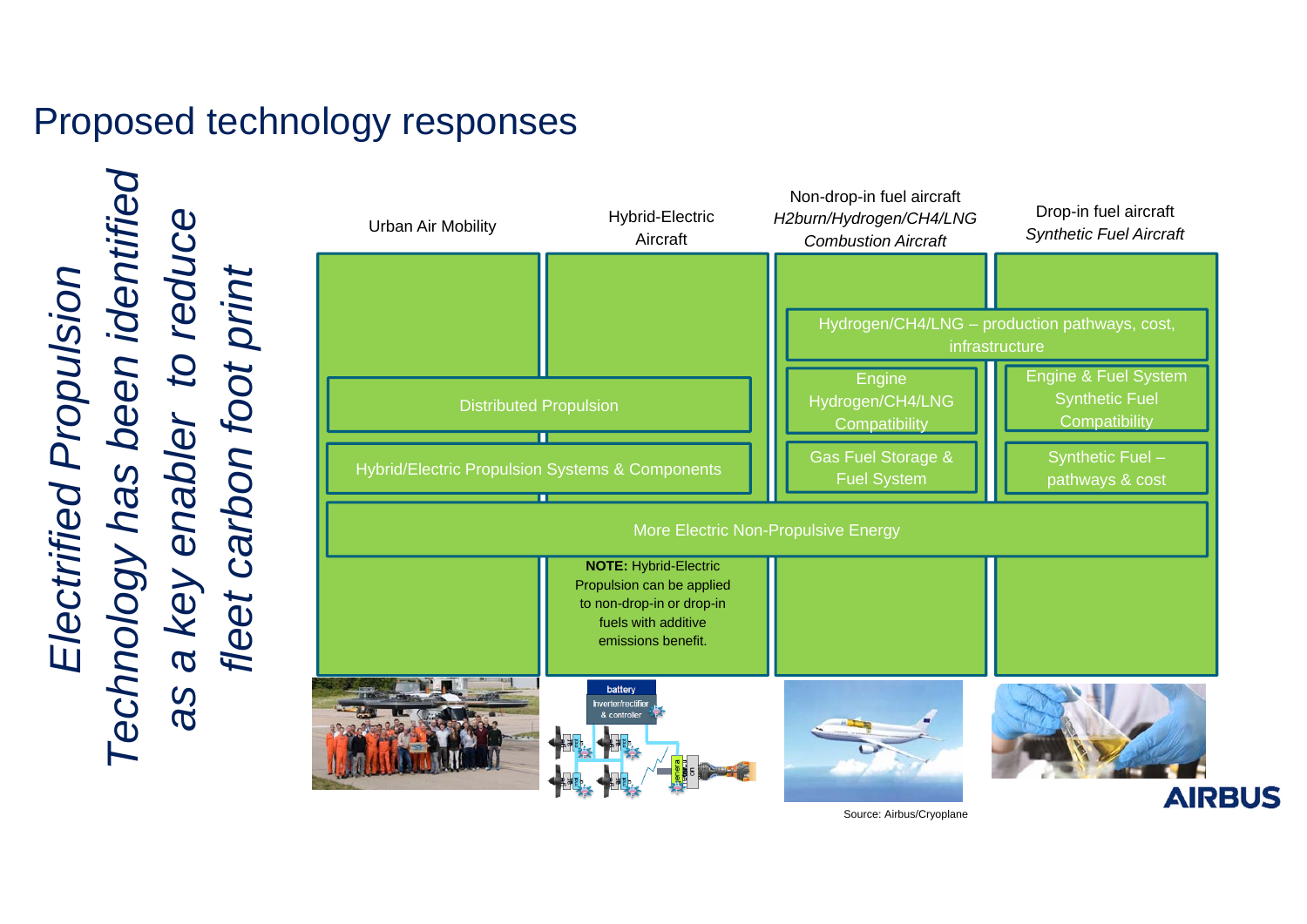# Proposed technology responses

*Electrified Propulsion Technology has been identified as a key enabler to reduce fleet carbon foot print*

| Urban Air Mobility | Hybrid-Electric Aircraft | Non-drop-in fuel aircraft *H2burn/Hydrogen/CH4/LNG Combustion Aircraft* | Drop-in fuel aircraft *Synthetic Fuel Aircraft* |
|---|---|---|---|
| | | Hydrogen/CH4/LNG – production pathways, cost, infrastructure | |
| Distributed Propulsion | | Engine Hydrogen/CH4/LNG Compatibility | Engine & Fuel System Synthetic Fuel Compatibility |
| Hybrid/Electric Propulsion Systems & Components | | Gas Fuel Storage & Fuel System | Synthetic Fuel – pathways & cost |
| More Electric Non-Propulsive Energy | | | |

**NOTE:** Hybrid-Electric Propulsion can be applied to non-drop-in or drop-in fuels with additive emissions benefit.

Source: Airbus/Cryoplane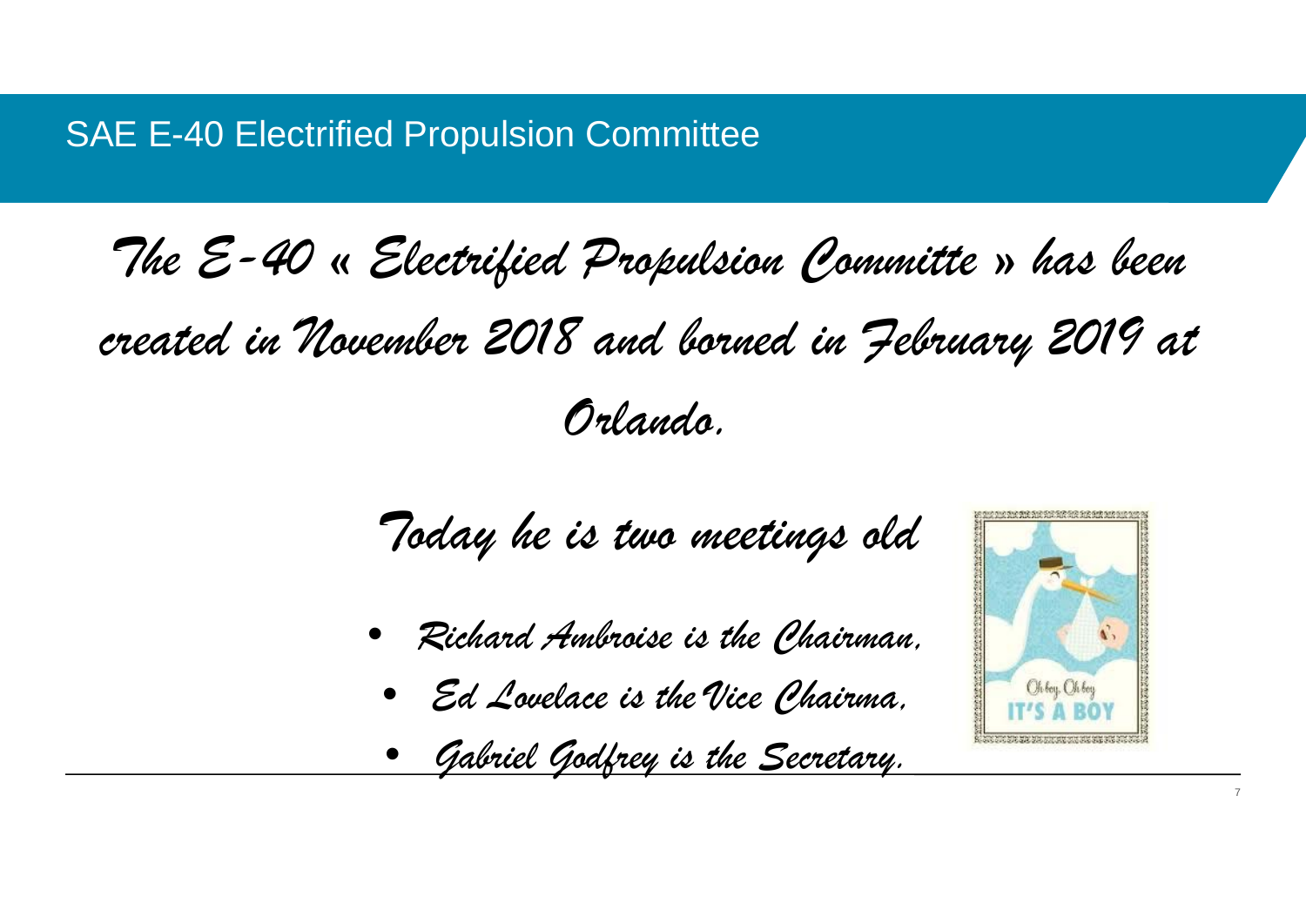## SAE E-40 Electrified Propulsion Committee

*The E-40 « Electrified Propulsion Committe » has been created in November 2018 and borned in February 2019 at Orlando.*

*Today he is two meetings old*

- *Richard Ambroise is the Chairman,*
- *Ed Lovelace is the Vice Chairma,*
- *Gabriel Godfrey is the Secretary.*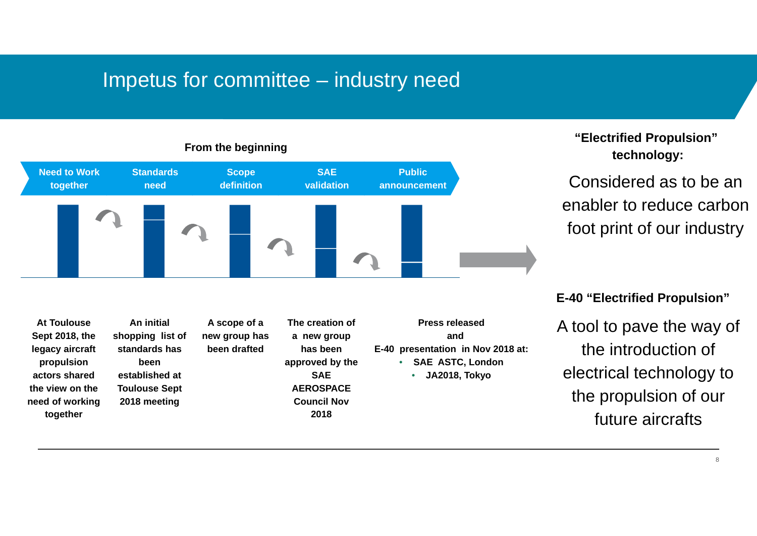# Impetus for committee – industry need

**From the beginning**

| Need to Work together | Standards need | Scope definition | SAE validation | Public announcement |
|---|---|---|---|---|
| At Toulouse Sept 2018, the legacy aircraft propulsion actors shared the view on the need of working together | An initial shopping list of standards has been established at Toulouse Sept 2018 meeting | A scope of a new group has been drafted | The creation of a new group has been approved by the SAE AEROSPACE Council Nov 2018 | Press released and E-40 presentation in Nov 2018 at: • SAE ASTC, London • JA2018, Tokyo |

**"Electrified Propulsion" technology:**

Considered as to be an enabler to reduce carbon foot print of our industry

**E-40 "Electrified Propulsion"**

A tool to pave the way of the introduction of electrical technology to the propulsion of our future aircrafts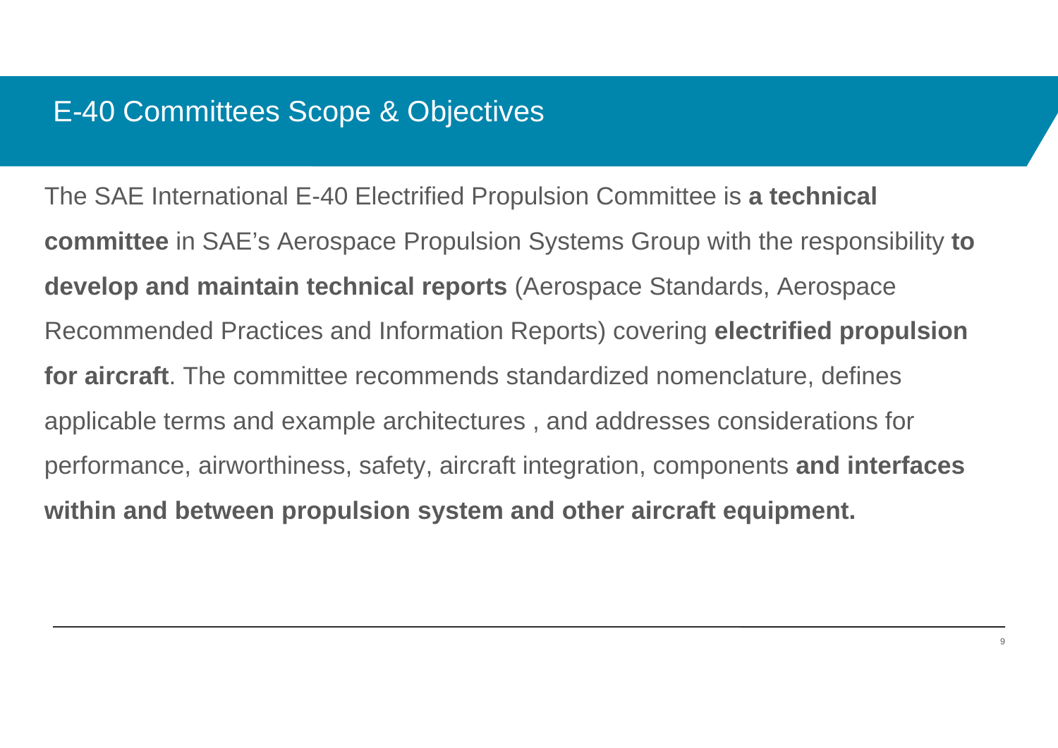# E-40 Committees Scope & Objectives

The SAE International E-40 Electrified Propulsion Committee is **a technical committee** in SAE's Aerospace Propulsion Systems Group with the responsibility **to develop and maintain technical reports** (Aerospace Standards, Aerospace Recommended Practices and Information Reports) covering **electrified propulsion for aircraft**. The committee recommends standardized nomenclature, defines applicable terms and example architectures , and addresses considerations for performance, airworthiness, safety, aircraft integration, components **and interfaces within and between propulsion system and other aircraft equipment.**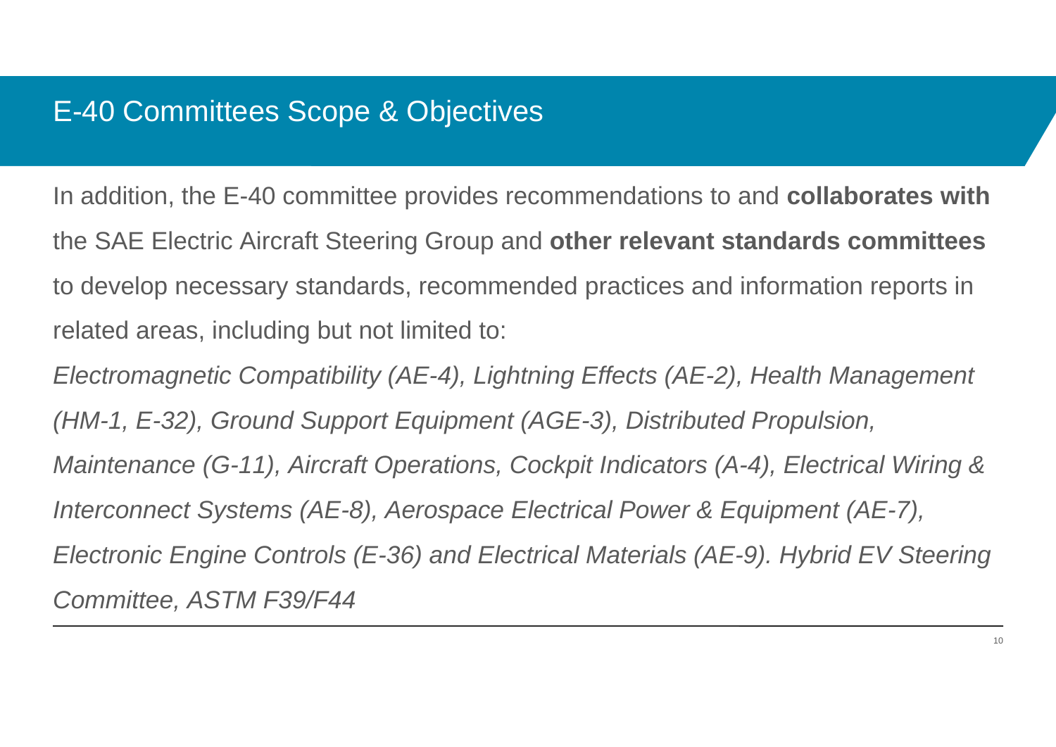## E-40 Committees Scope & Objectives

In addition, the E-40 committee provides recommendations to and **collaborates with** the SAE Electric Aircraft Steering Group and **other relevant standards committees** to develop necessary standards, recommended practices and information reports in related areas, including but not limited to:

*Electromagnetic Compatibility (AE-4), Lightning Effects (AE-2), Health Management (HM-1, E-32), Ground Support Equipment (AGE-3), Distributed Propulsion, Maintenance (G-11), Aircraft Operations, Cockpit Indicators (A-4), Electrical Wiring & Interconnect Systems (AE-8), Aerospace Electrical Power & Equipment (AE-7), Electronic Engine Controls (E-36) and Electrical Materials (AE-9). Hybrid EV Steering Committee, ASTM F39/F44*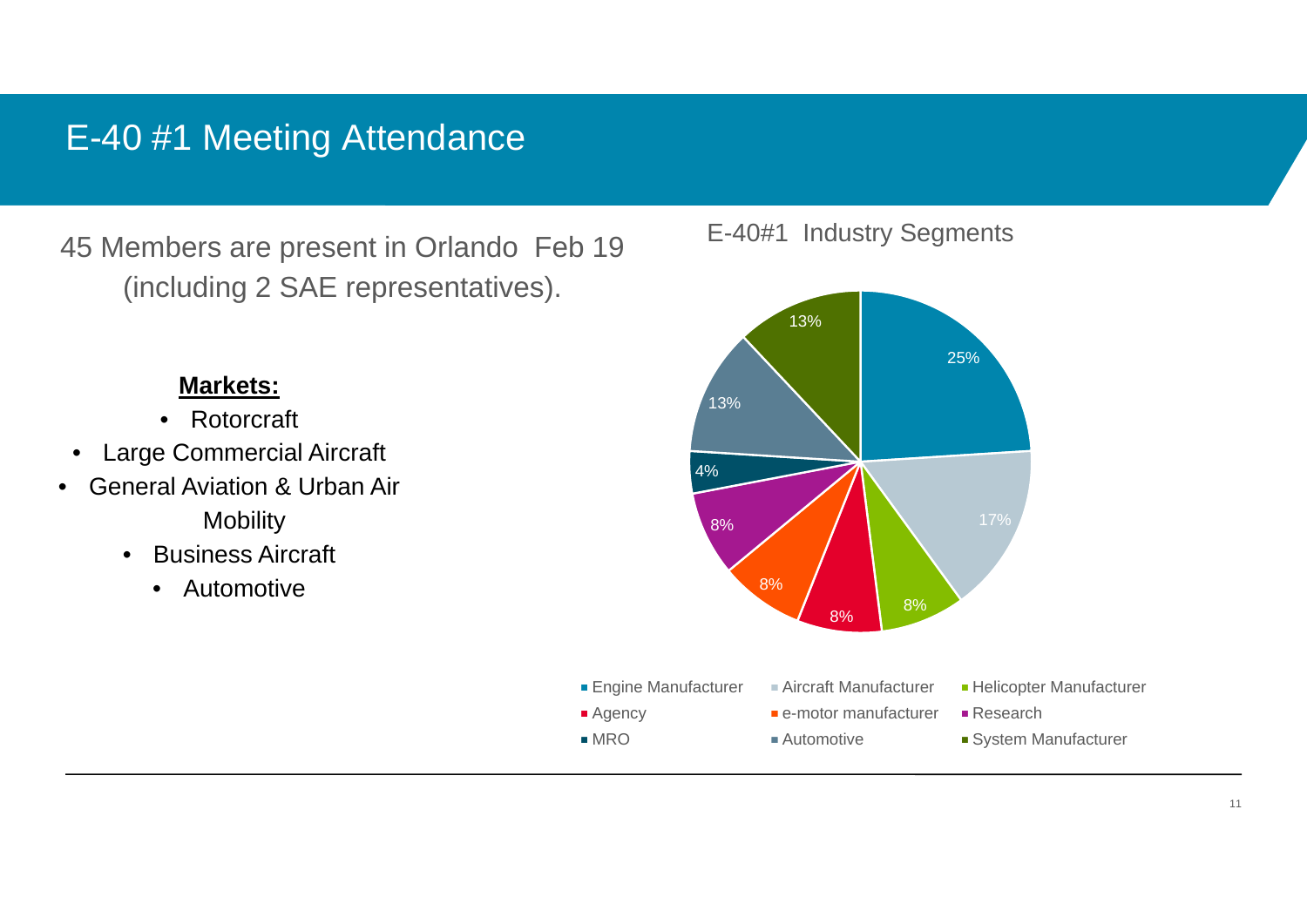# E-40 #1 Meeting Attendance

45 Members are present in Orlando Feb 19 (including 2 SAE representatives).

**Markets:**

- Rotorcraft
- Large Commercial Aircraft
- General Aviation & Urban Air Mobility
- Business Aircraft
- Automotive

E-40#1 Industry Segments

| Segment | Share |
| --- | --- |
| Engine Manufacturer | 25% |
| Aircraft Manufacturer | 17% |
| Helicopter Manufacturer | 8% |
| Agency | 8% |
| e-motor manufacturer | 8% |
| Research | 8% |
| MRO | 4% |
| Automotive | 13% |
| System Manufacturer | 13% |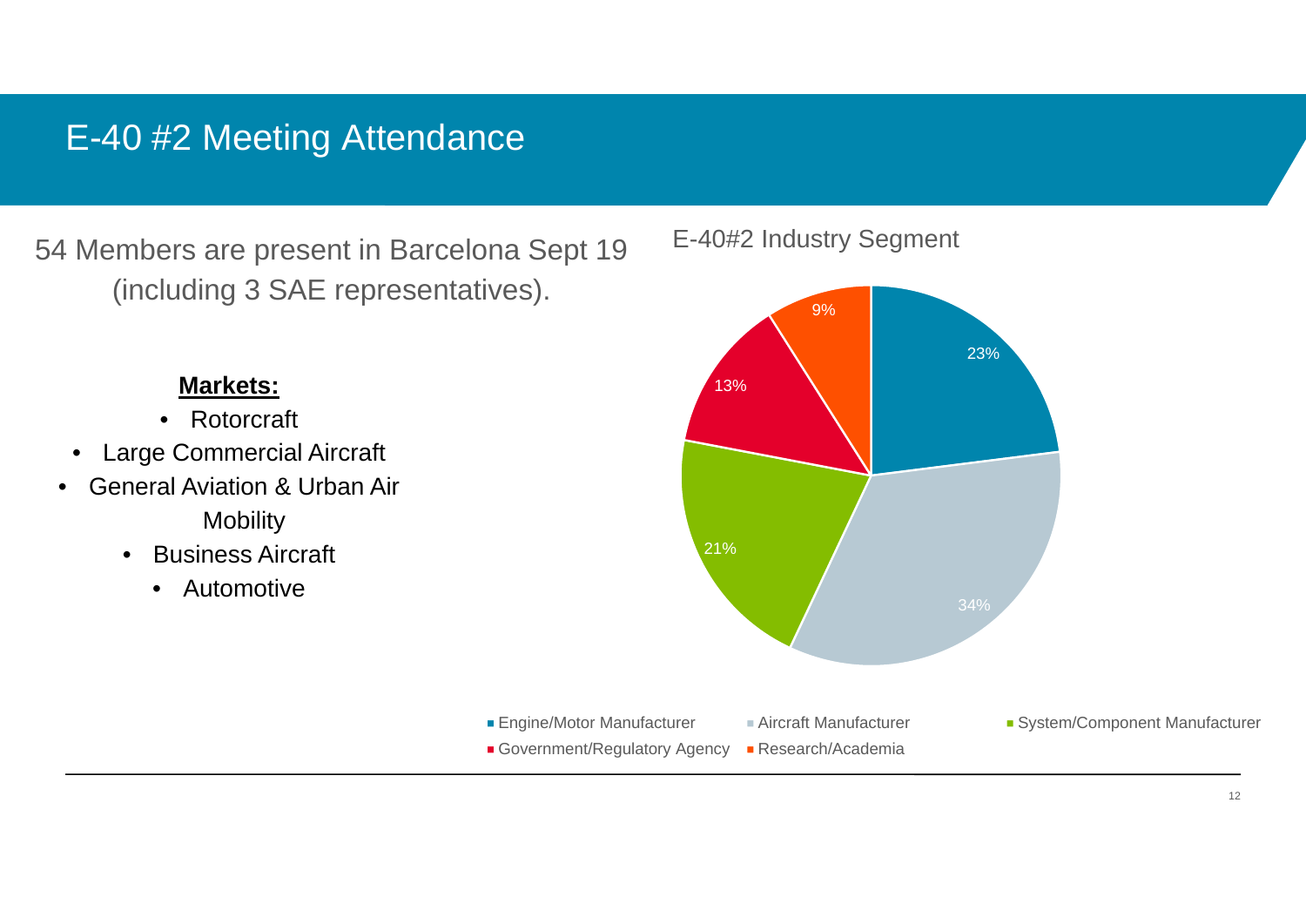# E-40 #2 Meeting Attendance

54 Members are present in Barcelona Sept 19 (including 3 SAE representatives).

**Markets:**

- Rotorcraft
- Large Commercial Aircraft
- General Aviation & Urban Air Mobility
- Business Aircraft
- Automotive

E-40#2 Industry Segment

| Segment | Share |
| --- | --- |
| Engine/Motor Manufacturer | 23% |
| Aircraft Manufacturer | 34% |
| System/Component Manufacturer | 21% |
| Government/Regulatory Agency | 13% |
| Research/Academia | 9% |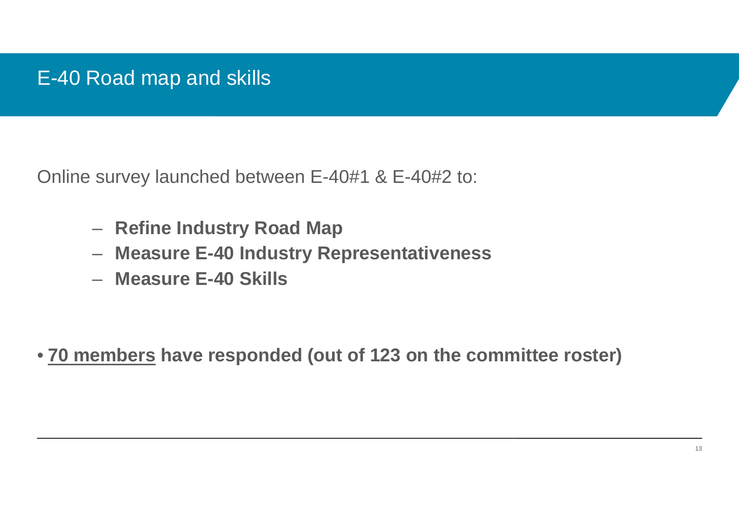# E-40 Road map and skills

Online survey launched between E-40#1 & E-40#2 to:

- **Refine Industry Road Map**
- **Measure E-40 Industry Representativeness**
- **Measure E-40 Skills**

- **<u>70 members</u> have responded (out of 123 on the committee roster)**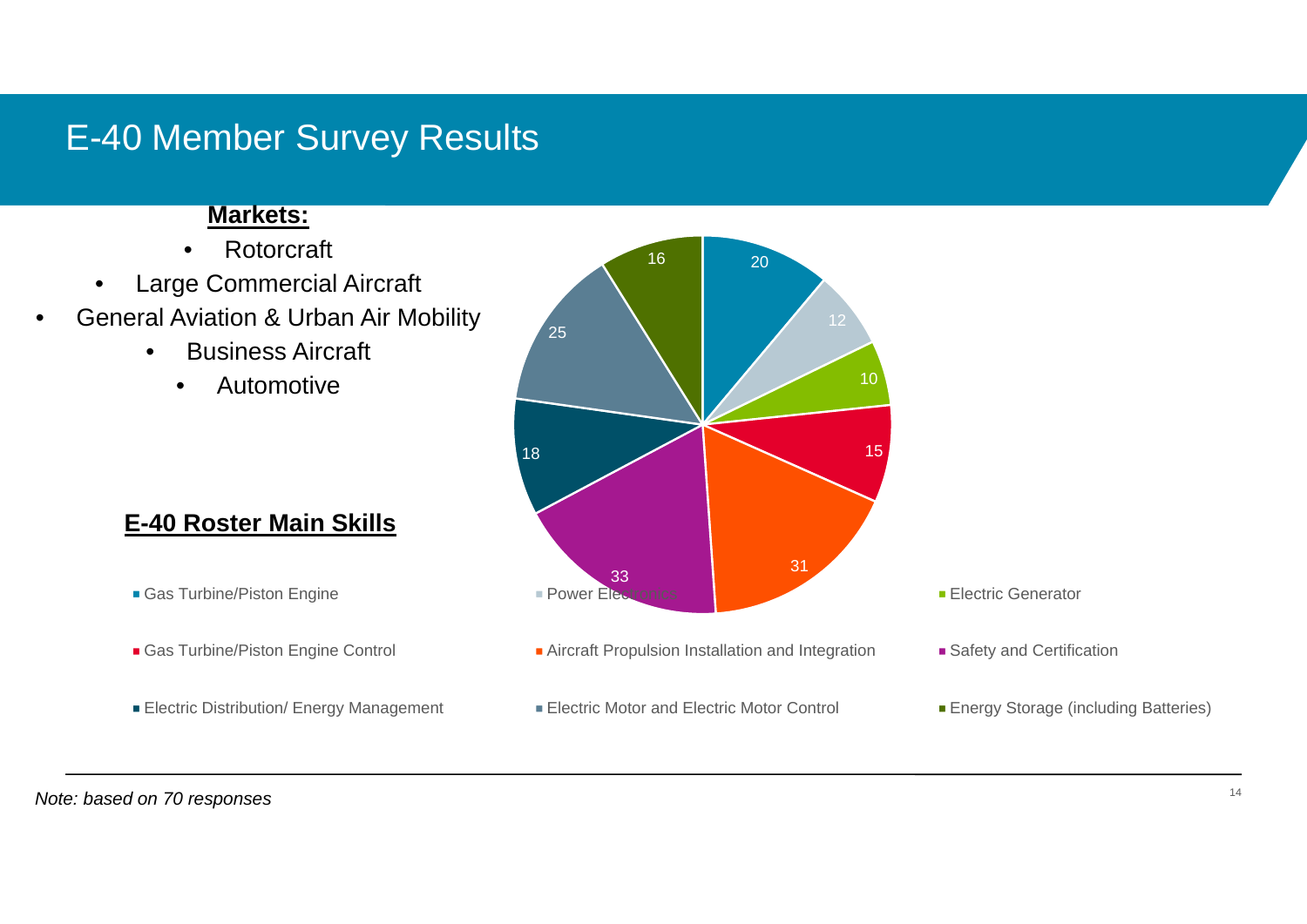# E-40 Member Survey Results

**Markets:**

- Rotorcraft
- Large Commercial Aircraft
- General Aviation & Urban Air Mobility
- Business Aircraft
- Automotive

**E-40 Roster Main Skills**

| Skill | Responses |
| --- | --- |
| Gas Turbine/Piston Engine | 20 |
| Power Electronics | 12 |
| Electric Generator | 10 |
| Gas Turbine/Piston Engine Control | 15 |
| Aircraft Propulsion Installation and Integration | 31 |
| Safety and Certification | 33 |
| Electric Distribution/ Energy Management | 18 |
| Electric Motor and Electric Motor Control | 25 |
| Energy Storage (including Batteries) | 16 |

*Note: based on 70 responses*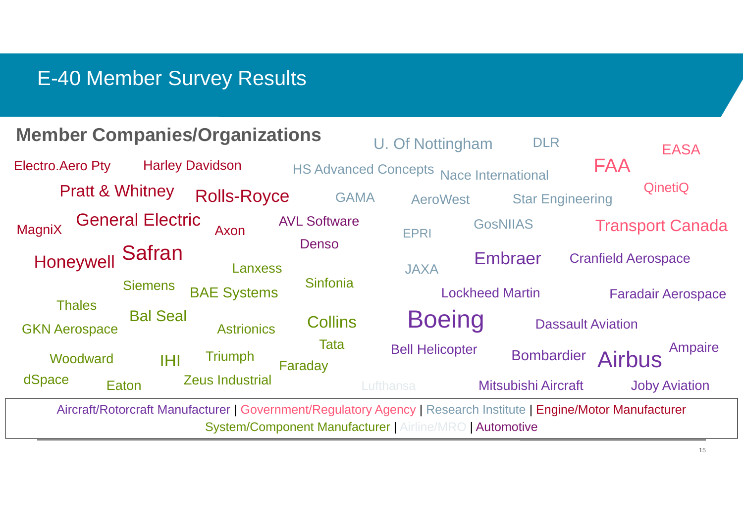# E-40 Member Survey Results

## Member Companies/Organizations

Electro.Aero Pty, Harley Davidson, Pratt & Whitney, Rolls-Royce, MagniX, General Electric, Axon, Honeywell, Safran, AVL Software, Denso, Lanxess, Siemens, BAE Systems, Sinfonia, Thales, Bal Seal, GKN Aerospace, Astrionics, Collins, Tata, Woodward, IHI, Triumph, Faraday, dSpace, Eaton, Zeus Industrial, U. Of Nottingham, DLR, HS Advanced Concepts, Nace International, GAMA, AeroWest, Star Engineering, EPRI, GosNIIAS, JAXA, Lufthansa, EASA, FAA, QinetiQ, Transport Canada, Embraer, Cranfield Aerospace, Lockheed Martin, Faradair Aerospace, Boeing, Dassault Aviation, Bell Helicopter, Bombardier, Airbus, Ampaire, Mitsubishi Aircraft, Joby Aviation

Aircraft/Rotorcraft Manufacturer | Government/Regulatory Agency | Research Institute | Engine/Motor Manufacturer
System/Component Manufacturer | Airline/MRO | Automotive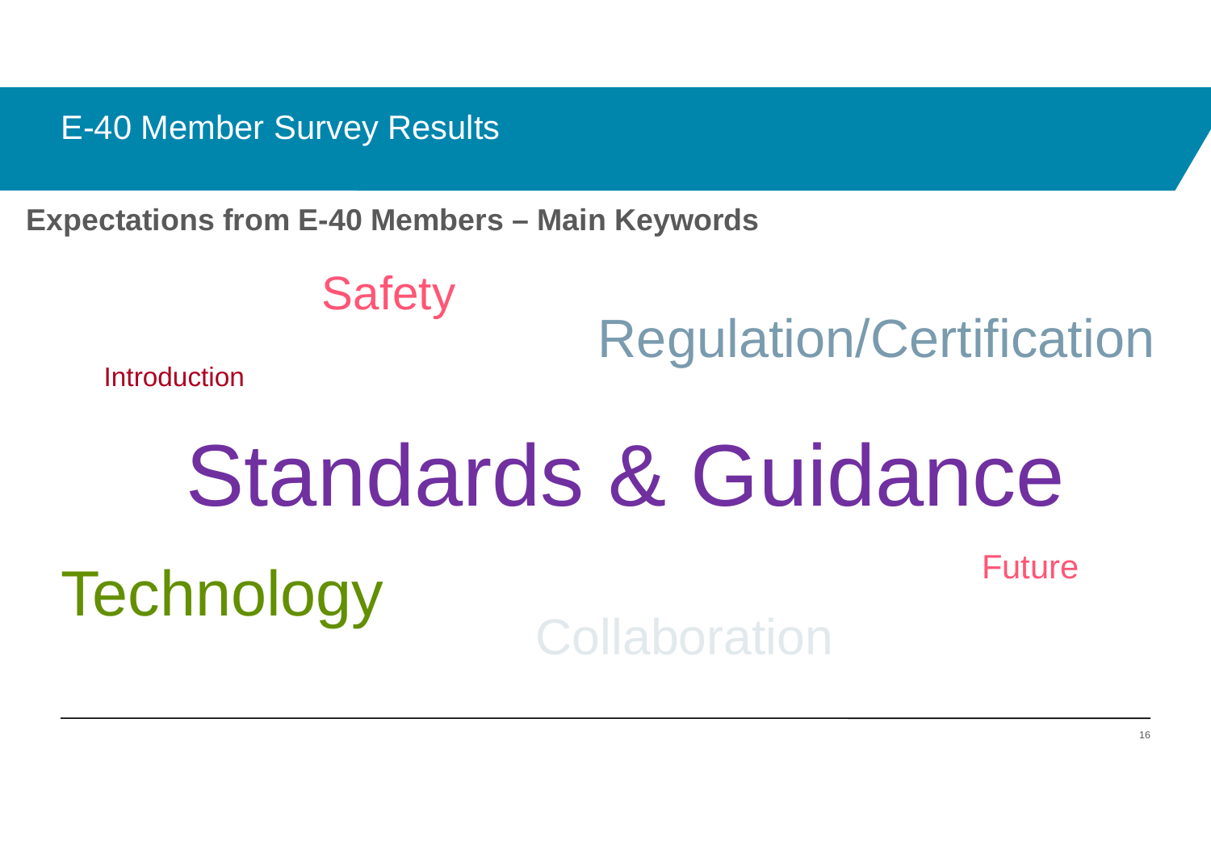# E-40 Member Survey Results

**Expectations from E-40 Members – Main Keywords**

Safety

Regulation/Certification

Introduction

Standards & Guidance

Future

Technology

Collaboration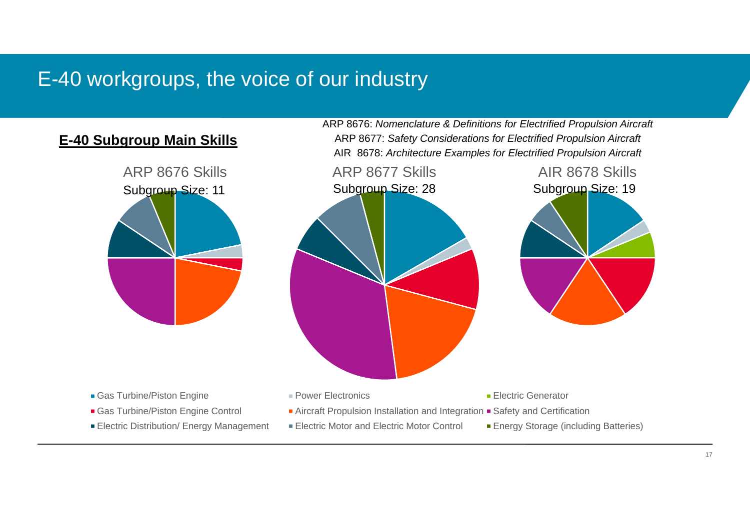# E-40 workgroups, the voice of our industry

**E-40 Subgroup Main Skills**

ARP 8676: *Nomenclature & Definitions for Electrified Propulsion Aircraft*
ARP 8677: *Safety Considerations for Electrified Propulsion Aircraft*
AIR 8678: *Architecture Examples for Electrified Propulsion Aircraft*

ARP 8676 Skills
Subgroup Size: 11

ARP 8677 Skills
Subgroup Size: 28

AIR 8678 Skills
Subgroup Size: 19

- Gas Turbine/Piston Engine
- Power Electronics
- Electric Generator
- Gas Turbine/Piston Engine Control
- Aircraft Propulsion Installation and Integration
- Safety and Certification
- Electric Distribution/ Energy Management
- Electric Motor and Electric Motor Control
- Energy Storage (including Batteries)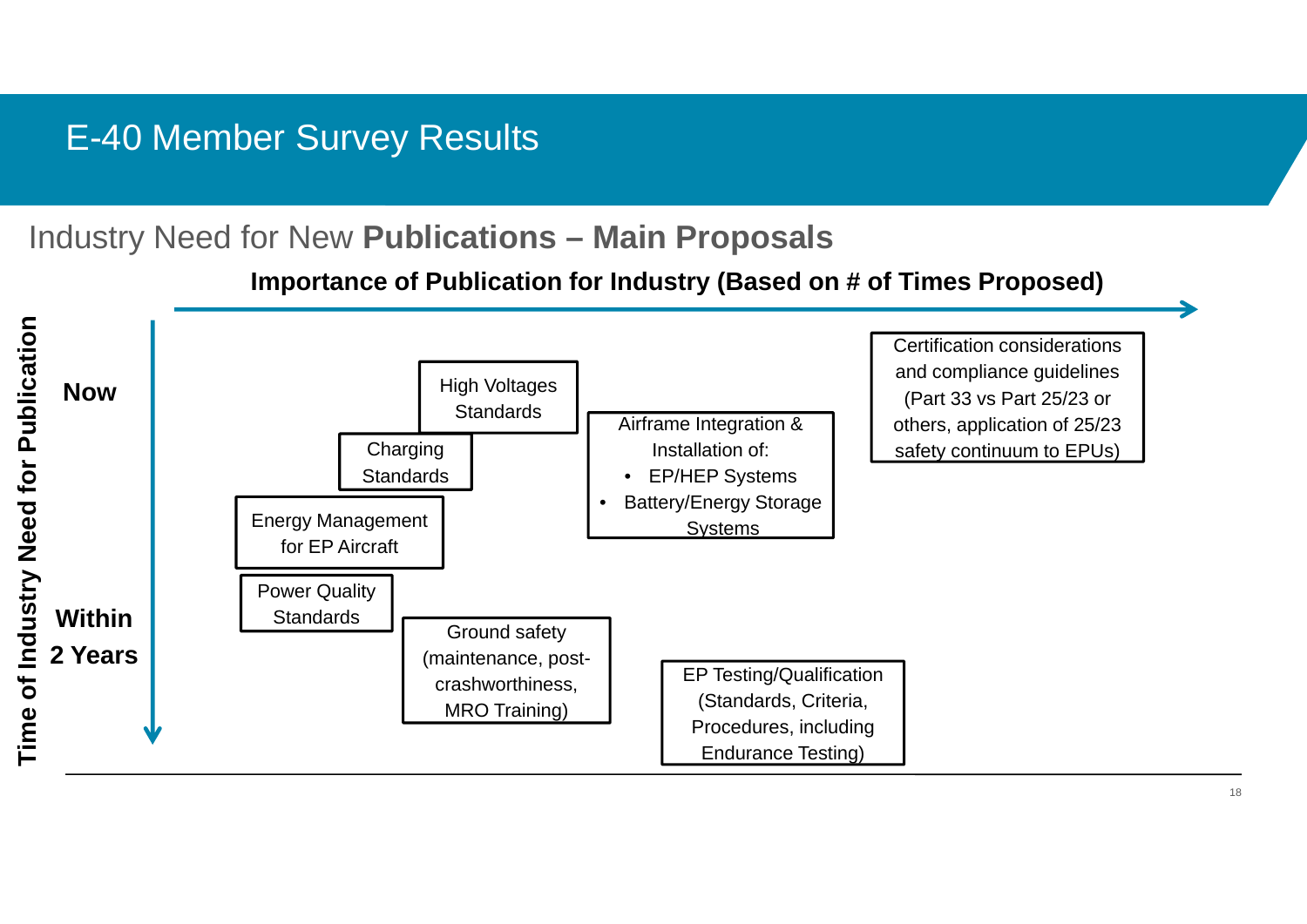# E-40 Member Survey Results

## Industry Need for New **Publications – Main Proposals**

**Importance of Publication for Industry (Based on # of Times Proposed)** →

**Time of Industry Need for Publication** (Now ↓ Within 2 Years)

**Now**

- High Voltages Standards
- Charging Standards
- Energy Management for EP Aircraft
- Airframe Integration & Installation of:
  - EP/HEP Systems
  - Battery/Energy Storage Systems
- Certification considerations and compliance guidelines (Part 33 vs Part 25/23 or others, application of 25/23 safety continuum to EPUs)

**Within 2 Years**

- Power Quality Standards
- Ground safety (maintenance, post-crashworthiness, MRO Training)
- EP Testing/Qualification (Standards, Criteria, Procedures, including Endurance Testing)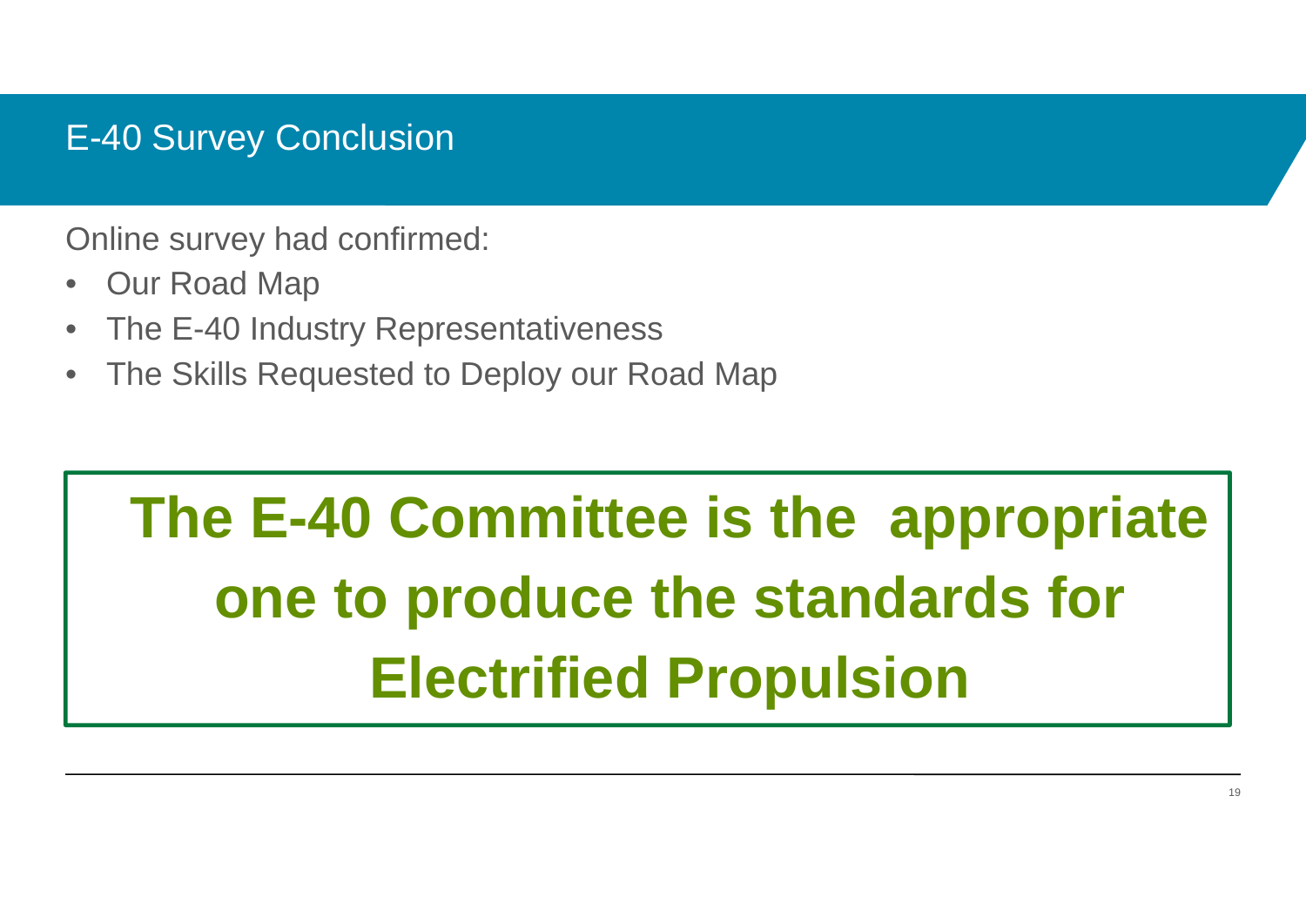## E-40 Survey Conclusion

Online survey had confirmed:

- Our Road Map
- The E-40 Industry Representativeness
- The Skills Requested to Deploy our Road Map

**The E-40 Committee is the appropriate one to produce the standards for Electrified Propulsion**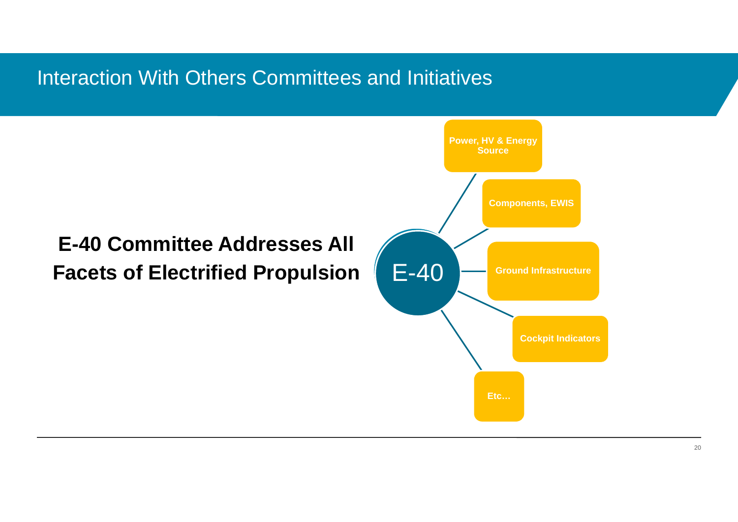# Interaction With Others Committees and Initiatives

**E-40 Committee Addresses All Facets of Electrified Propulsion**

E-40

- Power, HV & Energy Source
- Components, EWIS
- Ground Infrastructure
- Cockpit Indicators
- Etc…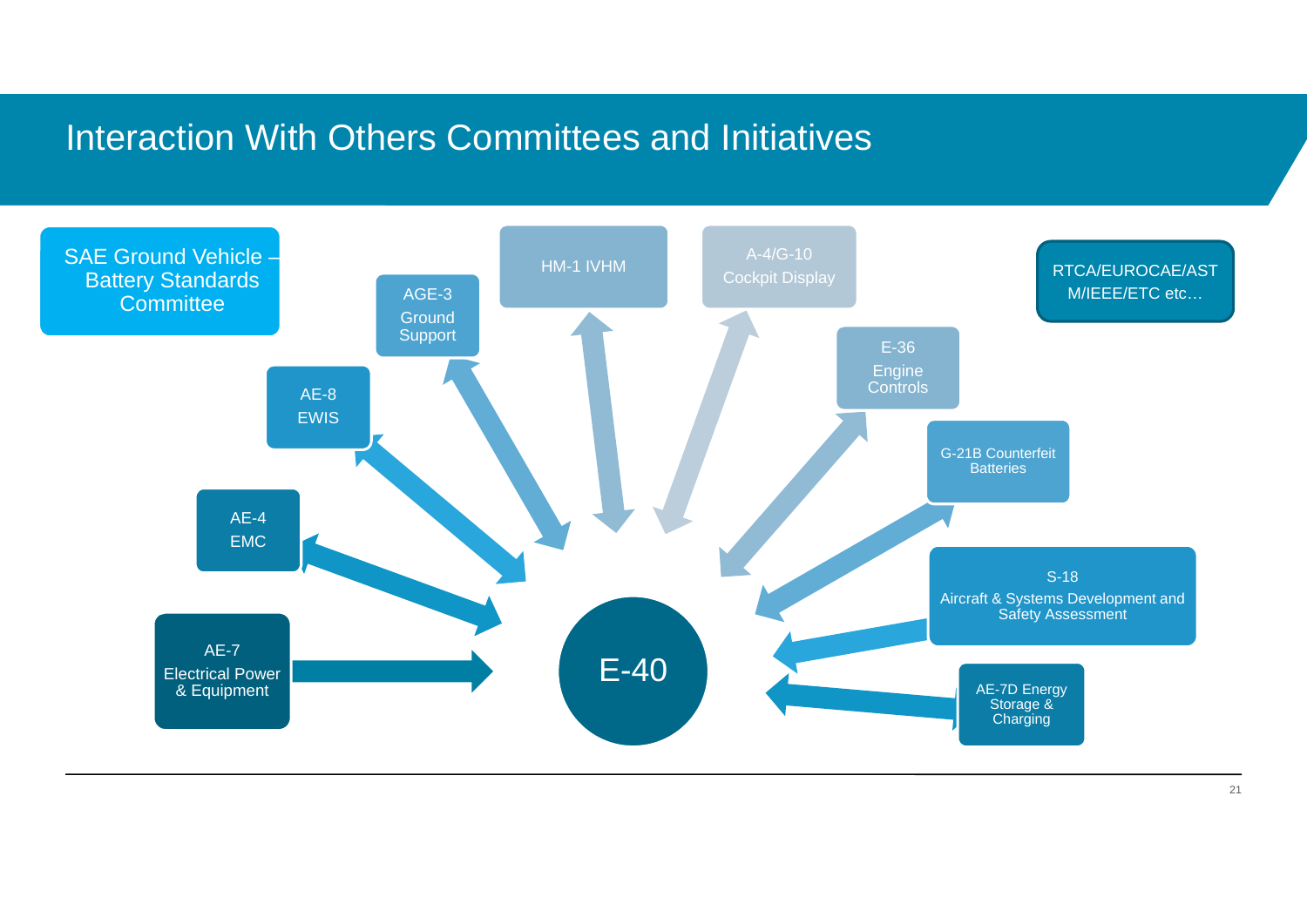# Interaction With Others Committees and Initiatives

- SAE Ground Vehicle – Battery Standards Committee
- AGE-3 Ground Support
- HM-1 IVHM
- A-4/G-10 Cockpit Display
- RTCA/EUROCAE/ASTM/IEEE/ETC etc…
- E-36 Engine Controls
- AE-8 EWIS
- G-21B Counterfeit Batteries
- AE-4 EMC
- S-18 Aircraft & Systems Development and Safety Assessment
- AE-7 Electrical Power & Equipment
- E-40
- AE-7D Energy Storage & Charging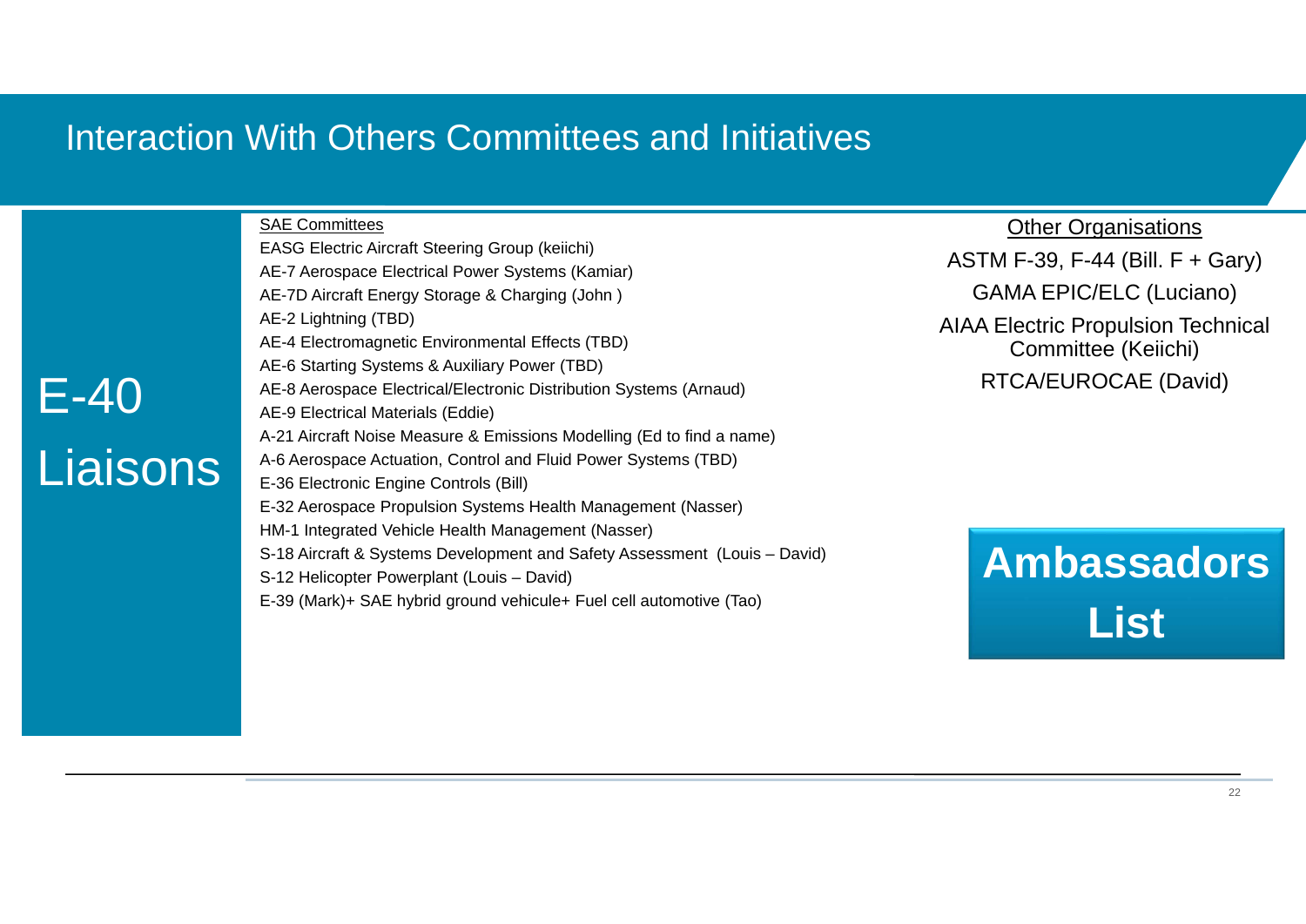# Interaction With Others Committees and Initiatives

## E-40 Liaisons

**SAE Committees**

- EASG Electric Aircraft Steering Group (keiichi)
- AE-7 Aerospace Electrical Power Systems (Kamiar)
- AE-7D Aircraft Energy Storage & Charging (John )
- AE-2 Lightning (TBD)
- AE-4 Electromagnetic Environmental Effects (TBD)
- AE-6 Starting Systems & Auxiliary Power (TBD)
- AE-8 Aerospace Electrical/Electronic Distribution Systems (Arnaud)
- AE-9 Electrical Materials (Eddie)
- A-21 Aircraft Noise Measure & Emissions Modelling (Ed to find a name)
- A-6 Aerospace Actuation, Control and Fluid Power Systems (TBD)
- E-36 Electronic Engine Controls (Bill)
- E-32 Aerospace Propulsion Systems Health Management (Nasser)
- HM-1 Integrated Vehicle Health Management (Nasser)
- S-18 Aircraft & Systems Development and Safety Assessment (Louis – David)
- S-12 Helicopter Powerplant (Louis – David)
- E-39 (Mark)+ SAE hybrid ground vehicule+ Fuel cell automotive (Tao)

**Other Organisations**

- ASTM F-39, F-44 (Bill. F + Gary)
- GAMA EPIC/ELC (Luciano)
- AIAA Electric Propulsion Technical Committee (Keiichi)
- RTCA/EUROCAE (David)

**Ambassadors List**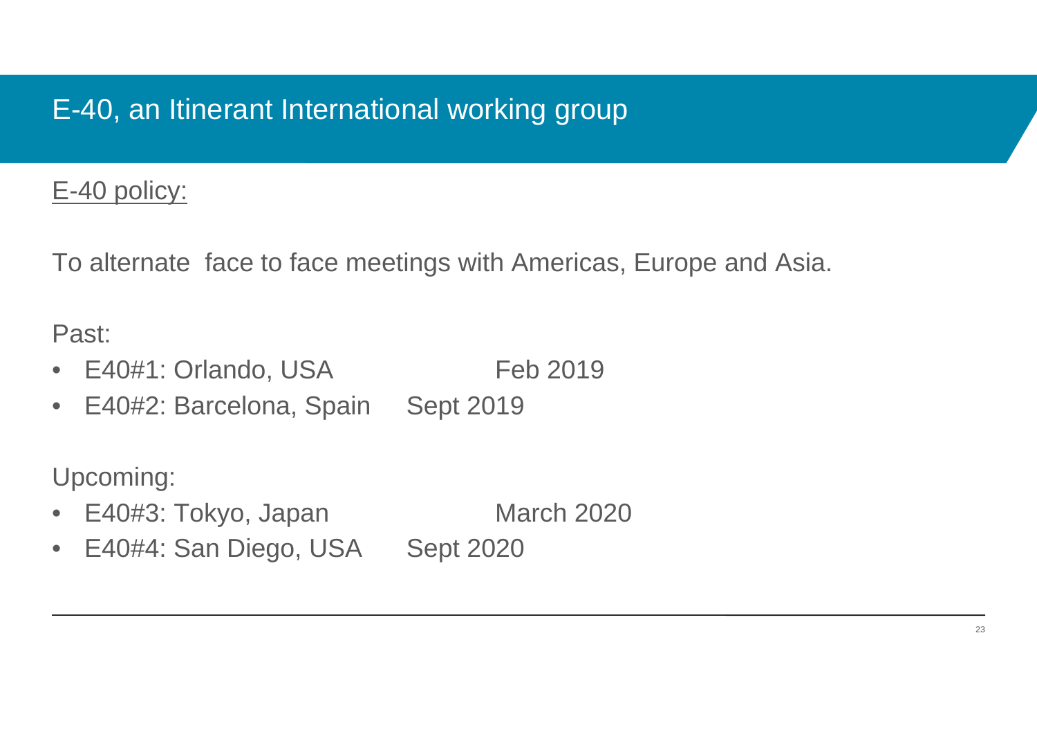# E-40, an Itinerant International working group

E-40 policy:

To alternate face to face meetings with Americas, Europe and Asia.

Past:

- E40#1: Orlando, USA Feb 2019
- E40#2: Barcelona, Spain Sept 2019

Upcoming:

- E40#3: Tokyo, Japan March 2020
- E40#4: San Diego, USA Sept 2020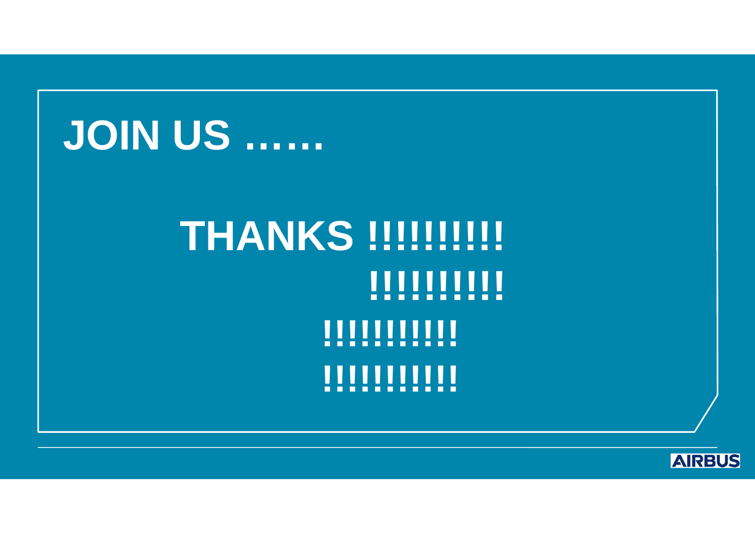# JOIN US ……

**THANKS !!!!!!!!!!**

**!!!!!!!!!!**

**!!!!!!!!!!!**

**!!!!!!!!!!!**

AIRBUS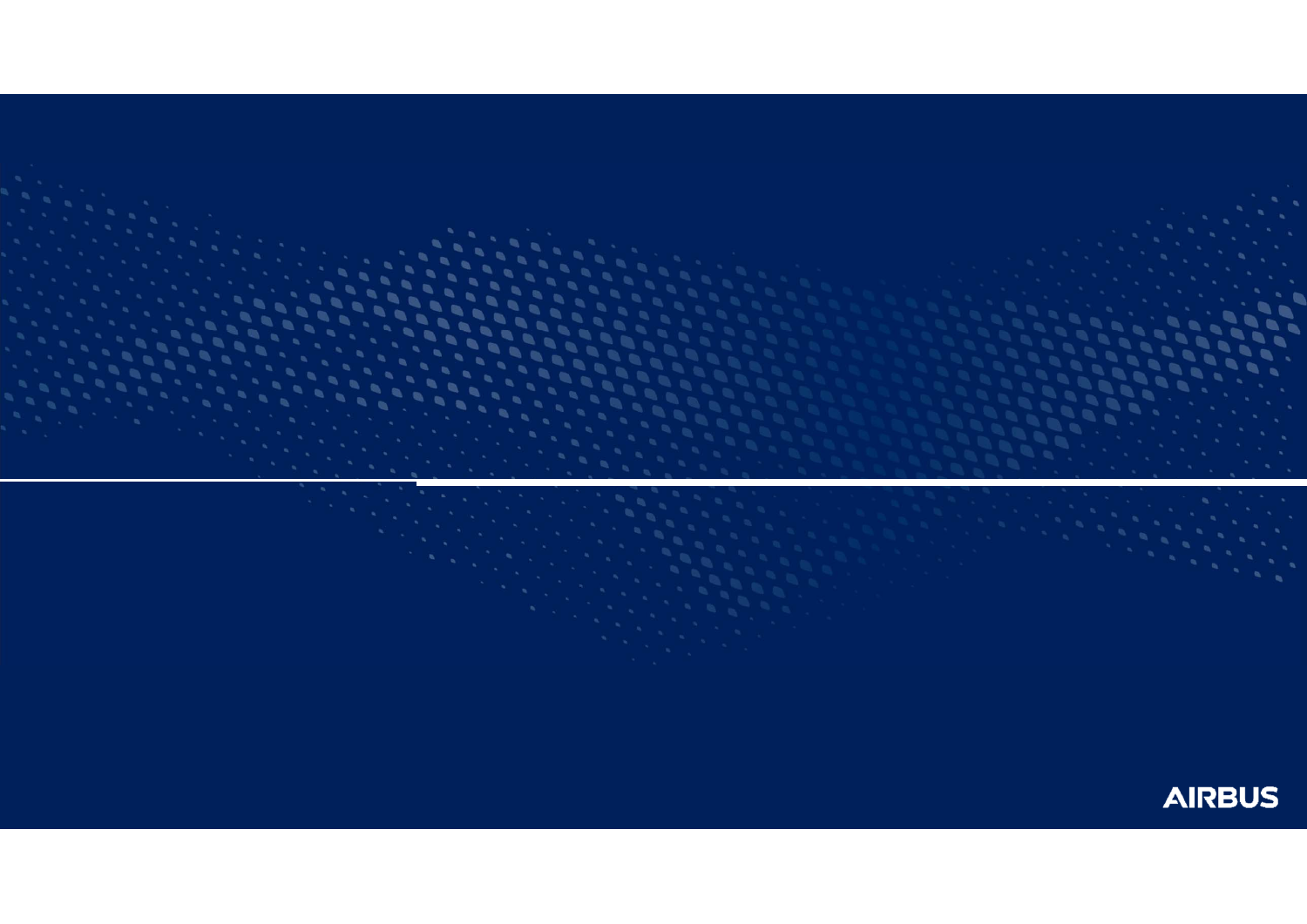AIRBUS